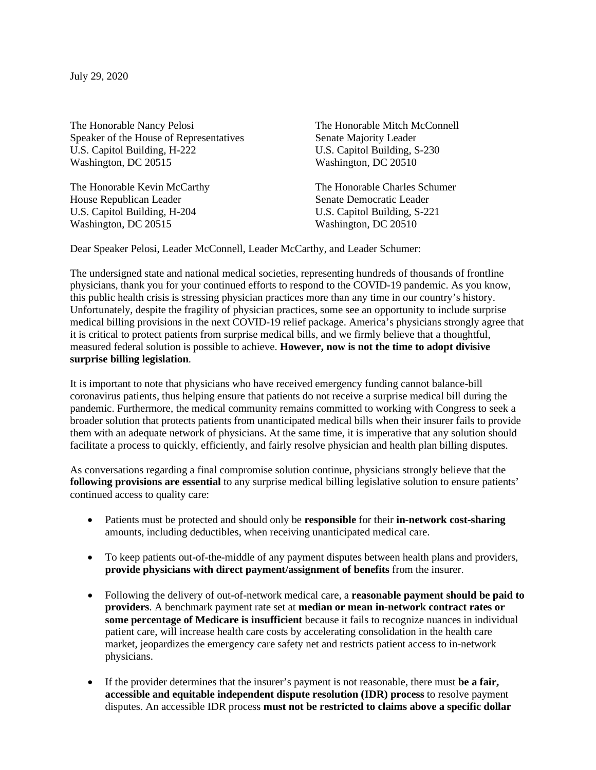July 29, 2020

The Honorable Nancy Pelosi
Speaker of the House of Representatives
U.S. Capitol Building, H-222
Washington, DC 20515

The Honorable Mitch McConnell
Senate Majority Leader
U.S. Capitol Building, S-230
Washington, DC 20510

The Honorable Kevin McCarthy
House Republican Leader
U.S. Capitol Building, H-204
Washington, DC 20515

The Honorable Charles Schumer
Senate Democratic Leader
U.S. Capitol Building, S-221
Washington, DC 20510

Dear Speaker Pelosi, Leader McConnell, Leader McCarthy, and Leader Schumer:

The undersigned state and national medical societies, representing hundreds of thousands of frontline physicians, thank you for your continued efforts to respond to the COVID-19 pandemic. As you know, this public health crisis is stressing physician practices more than any time in our country's history. Unfortunately, despite the fragility of physician practices, some see an opportunity to include surprise medical billing provisions in the next COVID-19 relief package. America's physicians strongly agree that it is critical to protect patients from surprise medical bills, and we firmly believe that a thoughtful, measured federal solution is possible to achieve. **However, now is not the time to adopt divisive surprise billing legislation**.

It is important to note that physicians who have received emergency funding cannot balance-bill coronavirus patients, thus helping ensure that patients do not receive a surprise medical bill during the pandemic. Furthermore, the medical community remains committed to working with Congress to seek a broader solution that protects patients from unanticipated medical bills when their insurer fails to provide them with an adequate network of physicians. At the same time, it is imperative that any solution should facilitate a process to quickly, efficiently, and fairly resolve physician and health plan billing disputes.

As conversations regarding a final compromise solution continue, physicians strongly believe that the **following provisions are essential** to any surprise medical billing legislative solution to ensure patients' continued access to quality care:

- Patients must be protected and should only be **responsible** for their **in-network cost-sharing** amounts, including deductibles, when receiving unanticipated medical care.

- To keep patients out-of-the-middle of any payment disputes between health plans and providers, **provide physicians with direct payment/assignment of benefits** from the insurer.

- Following the delivery of out-of-network medical care, a **reasonable payment should be paid to providers**. A benchmark payment rate set at **median or mean in-network contract rates or some percentage of Medicare is insufficient** because it fails to recognize nuances in individual patient care, will increase health care costs by accelerating consolidation in the health care market, jeopardizes the emergency care safety net and restricts patient access to in-network physicians.

- If the provider determines that the insurer's payment is not reasonable, there must **be a fair, accessible and equitable independent dispute resolution (IDR) process** to resolve payment disputes. An accessible IDR process **must not be restricted to claims above a specific dollar**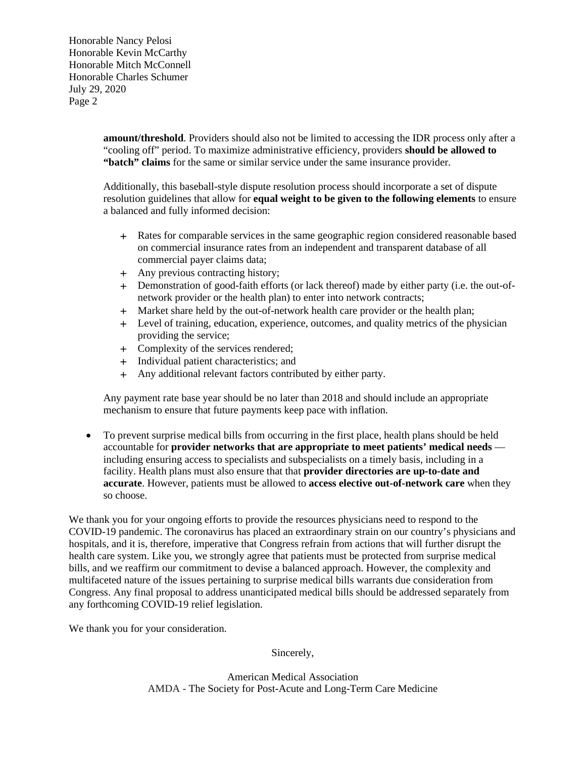**amount/threshold**. Providers should also not be limited to accessing the IDR process only after a "cooling off" period. To maximize administrative efficiency, providers **should be allowed to "batch" claims** for the same or similar service under the same insurance provider.

Additionally, this baseball-style dispute resolution process should incorporate a set of dispute resolution guidelines that allow for **equal weight to be given to the following elements** to ensure a balanced and fully informed decision:

- Rates for comparable services in the same geographic region considered reasonable based on commercial insurance rates from an independent and transparent database of all commercial payer claims data;
- Any previous contracting history;
- Demonstration of good-faith efforts (or lack thereof) made by either party (i.e. the out-of-network provider or the health plan) to enter into network contracts;
- Market share held by the out-of-network health care provider or the health plan;
- Level of training, education, experience, outcomes, and quality metrics of the physician providing the service;
- Complexity of the services rendered;
- Individual patient characteristics; and
- Any additional relevant factors contributed by either party.

Any payment rate base year should be no later than 2018 and should include an appropriate mechanism to ensure that future payments keep pace with inflation.

- To prevent surprise medical bills from occurring in the first place, health plans should be held accountable for **provider networks that are appropriate to meet patients' medical needs** — including ensuring access to specialists and subspecialists on a timely basis, including in a facility. Health plans must also ensure that that **provider directories are up-to-date and accurate**. However, patients must be allowed to **access elective out-of-network care** when they so choose.

We thank you for your ongoing efforts to provide the resources physicians need to respond to the COVID-19 pandemic. The coronavirus has placed an extraordinary strain on our country's physicians and hospitals, and it is, therefore, imperative that Congress refrain from actions that will further disrupt the health care system. Like you, we strongly agree that patients must be protected from surprise medical bills, and we reaffirm our commitment to devise a balanced approach. However, the complexity and multifaceted nature of the issues pertaining to surprise medical bills warrants due consideration from Congress. Any final proposal to address unanticipated medical bills should be addressed separately from any forthcoming COVID-19 relief legislation.

We thank you for your consideration.

Sincerely,

American Medical Association
AMDA - The Society for Post-Acute and Long-Term Care Medicine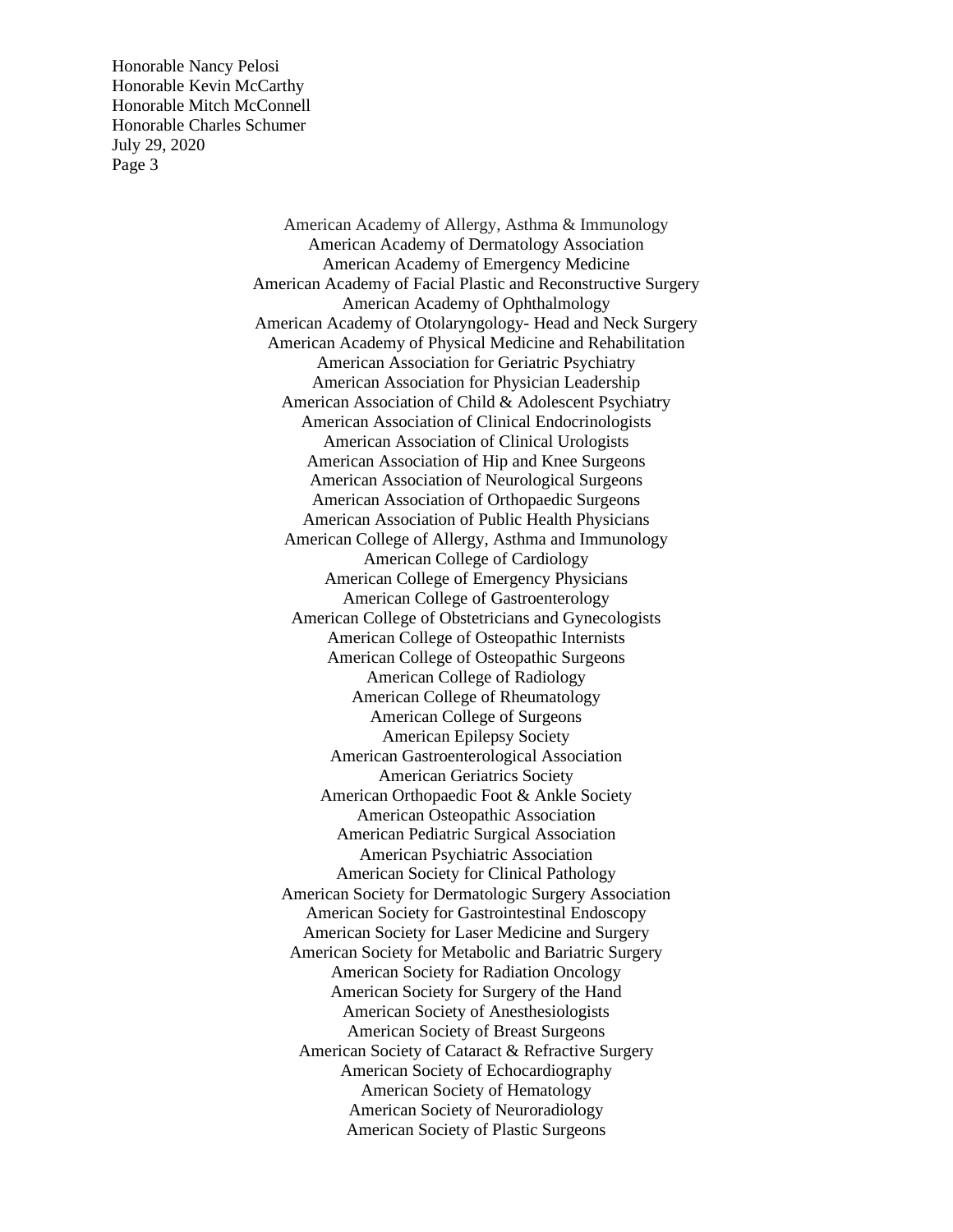American Academy of Allergy, Asthma & Immunology
American Academy of Dermatology Association
American Academy of Emergency Medicine
American Academy of Facial Plastic and Reconstructive Surgery
American Academy of Ophthalmology
American Academy of Otolaryngology- Head and Neck Surgery
American Academy of Physical Medicine and Rehabilitation
American Association for Geriatric Psychiatry
American Association for Physician Leadership
American Association of Child & Adolescent Psychiatry
American Association of Clinical Endocrinologists
American Association of Clinical Urologists
American Association of Hip and Knee Surgeons
American Association of Neurological Surgeons
American Association of Orthopaedic Surgeons
American Association of Public Health Physicians
American College of Allergy, Asthma and Immunology
American College of Cardiology
American College of Emergency Physicians
American College of Gastroenterology
American College of Obstetricians and Gynecologists
American College of Osteopathic Internists
American College of Osteopathic Surgeons
American College of Radiology
American College of Rheumatology
American College of Surgeons
American Epilepsy Society
American Gastroenterological Association
American Geriatrics Society
American Orthopaedic Foot & Ankle Society
American Osteopathic Association
American Pediatric Surgical Association
American Psychiatric Association
American Society for Clinical Pathology
American Society for Dermatologic Surgery Association
American Society for Gastrointestinal Endoscopy
American Society for Laser Medicine and Surgery
American Society for Metabolic and Bariatric Surgery
American Society for Radiation Oncology
American Society for Surgery of the Hand
American Society of Anesthesiologists
American Society of Breast Surgeons
American Society of Cataract & Refractive Surgery
American Society of Echocardiography
American Society of Hematology
American Society of Neuroradiology
American Society of Plastic Surgeons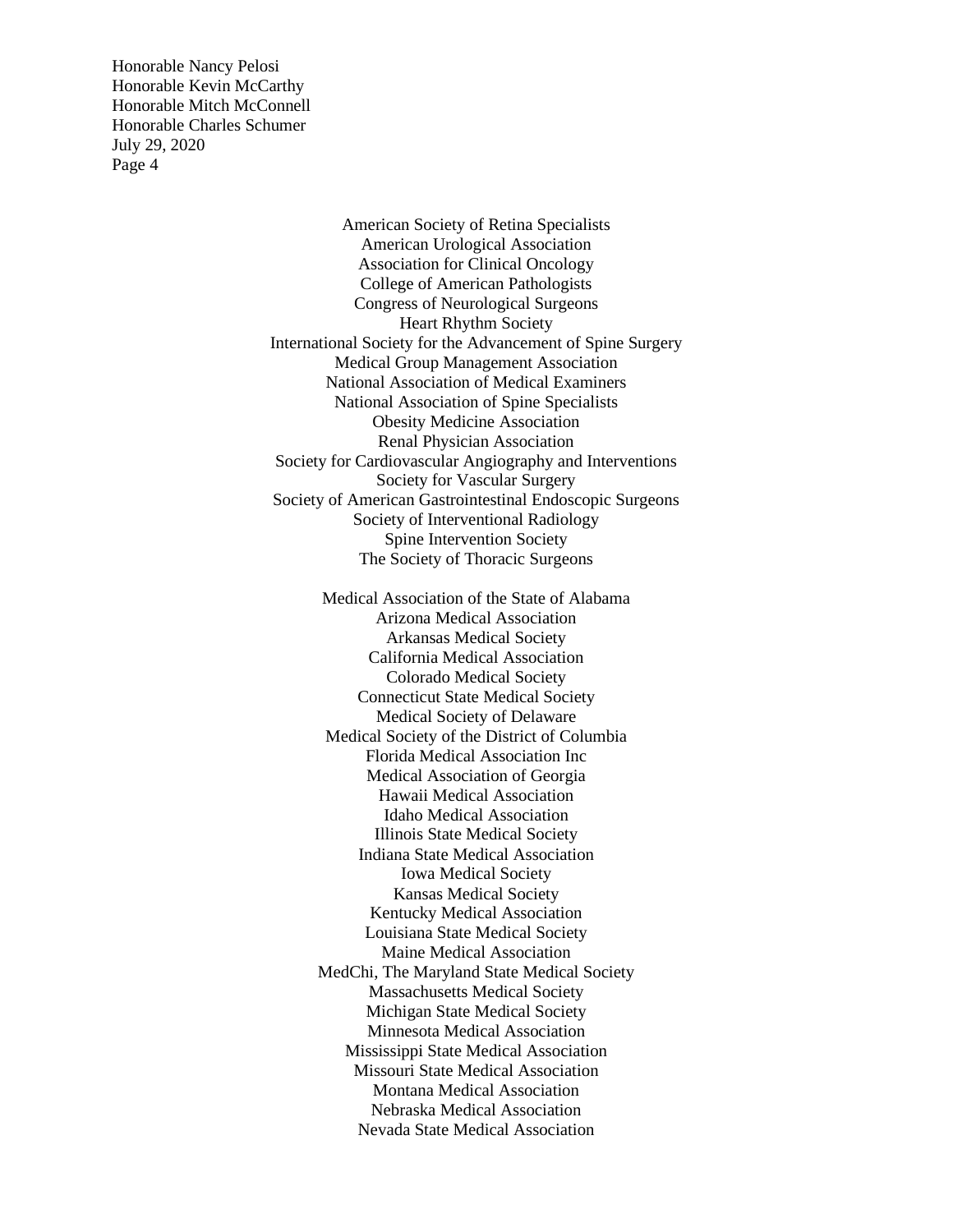American Society of Retina Specialists
American Urological Association
Association for Clinical Oncology
College of American Pathologists
Congress of Neurological Surgeons
Heart Rhythm Society
International Society for the Advancement of Spine Surgery
Medical Group Management Association
National Association of Medical Examiners
National Association of Spine Specialists
Obesity Medicine Association
Renal Physician Association
Society for Cardiovascular Angiography and Interventions
Society for Vascular Surgery
Society of American Gastrointestinal Endoscopic Surgeons
Society of Interventional Radiology
Spine Intervention Society
The Society of Thoracic Surgeons

Medical Association of the State of Alabama
Arizona Medical Association
Arkansas Medical Society
California Medical Association
Colorado Medical Society
Connecticut State Medical Society
Medical Society of Delaware
Medical Society of the District of Columbia
Florida Medical Association Inc
Medical Association of Georgia
Hawaii Medical Association
Idaho Medical Association
Illinois State Medical Society
Indiana State Medical Association
Iowa Medical Society
Kansas Medical Society
Kentucky Medical Association
Louisiana State Medical Society
Maine Medical Association
MedChi, The Maryland State Medical Society
Massachusetts Medical Society
Michigan State Medical Society
Minnesota Medical Association
Mississippi State Medical Association
Missouri State Medical Association
Montana Medical Association
Nebraska Medical Association
Nevada State Medical Association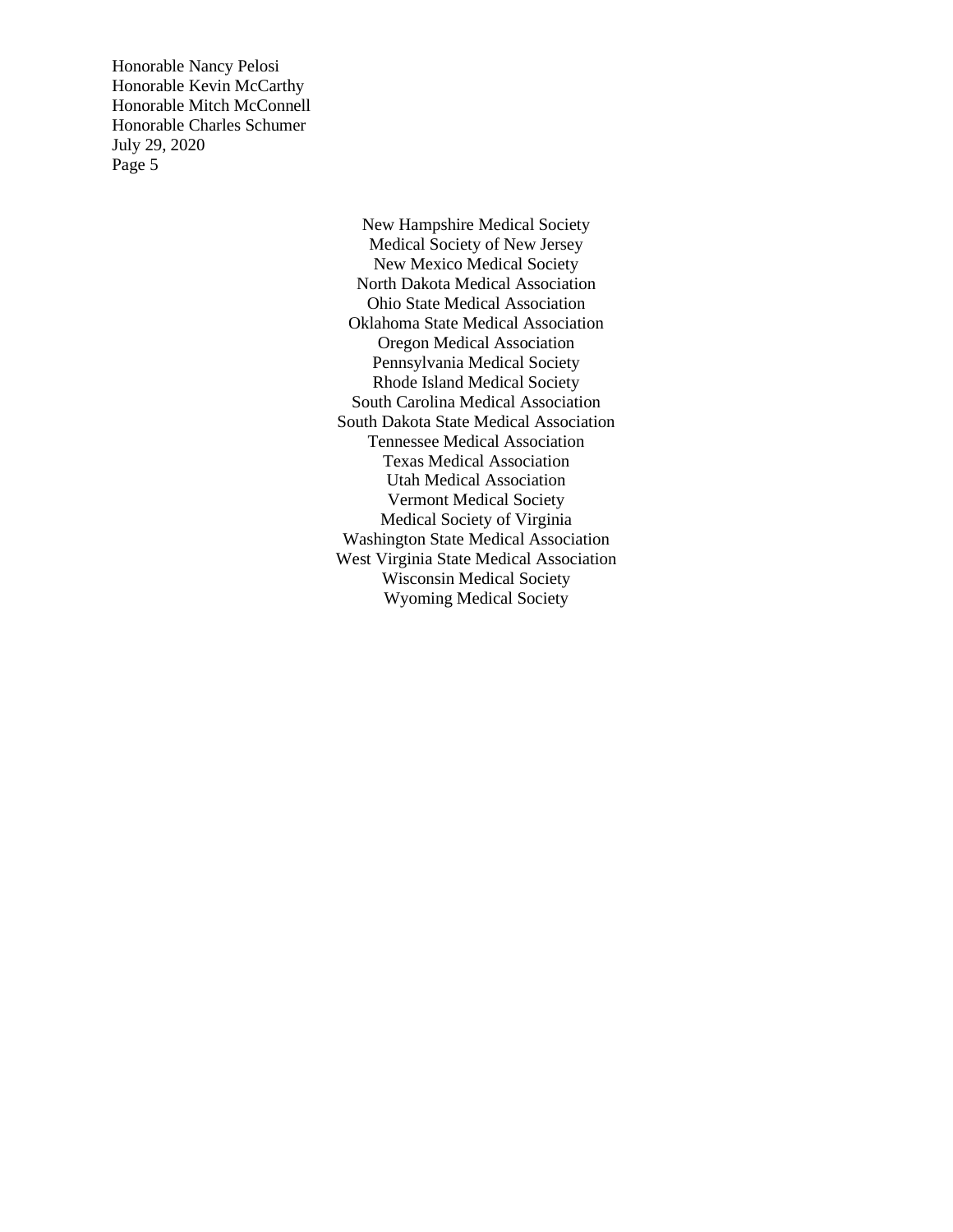New Hampshire Medical Society
Medical Society of New Jersey
New Mexico Medical Society
North Dakota Medical Association
Ohio State Medical Association
Oklahoma State Medical Association
Oregon Medical Association
Pennsylvania Medical Society
Rhode Island Medical Society
South Carolina Medical Association
South Dakota State Medical Association
Tennessee Medical Association
Texas Medical Association
Utah Medical Association
Vermont Medical Society
Medical Society of Virginia
Washington State Medical Association
West Virginia State Medical Association
Wisconsin Medical Society
Wyoming Medical Society